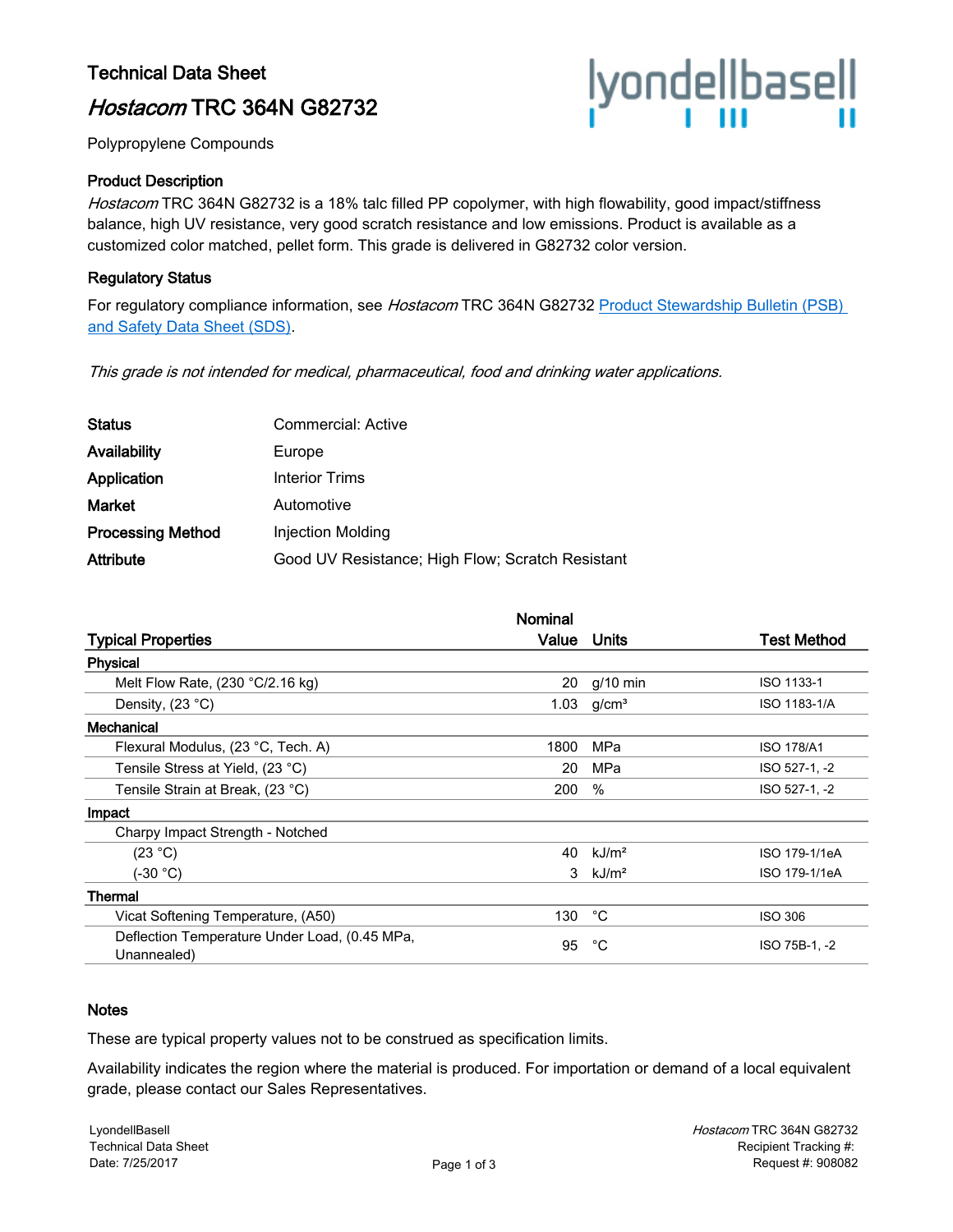# Technical Data Sheet

## *Hostacom* TRC 364N G82732

Polypropylene Compounds

### Product Description

*Hostacom* TRC 364N G82732 is a 18% talc filled PP copolymer, with high flowability, good impact/stiffness balance, high UV resistance, very good scratch resistance and low emissions. Product is available as a customized color matched, pellet form. This grade is delivered in G82732 color version.

### Regulatory Status

For regulatory compliance information, see *Hostacom* TRC 364N G82732 Product Stewardship Bulletin (PSB) and Safety Data Sheet (SDS).

*This grade is not intended for medical, pharmaceutical, food and drinking water applications.*

| | |
|---|---|
| **Status** | Commercial: Active |
| **Availability** | Europe |
| **Application** | Interior Trims |
| **Market** | Automotive |
| **Processing Method** | Injection Molding |
| **Attribute** | Good UV Resistance; High Flow; Scratch Resistant |

| Typical Properties | Nominal Value | Units | Test Method |
|---|---|---|---|
| **Physical** | | | |
| Melt Flow Rate, (230 °C/2.16 kg) | 20 | g/10 min | ISO 1133-1 |
| Density, (23 °C) | 1.03 | g/cm³ | ISO 1183-1/A |
| **Mechanical** | | | |
| Flexural Modulus, (23 °C, Tech. A) | 1800 | MPa | ISO 178/A1 |
| Tensile Stress at Yield, (23 °C) | 20 | MPa | ISO 527-1, -2 |
| Tensile Strain at Break, (23 °C) | 200 | % | ISO 527-1, -2 |
| **Impact** | | | |
| Charpy Impact Strength - Notched | | | |
| (23 °C) | 40 | kJ/m² | ISO 179-1/1eA |
| (-30 °C) | 3 | kJ/m² | ISO 179-1/1eA |
| **Thermal** | | | |
| Vicat Softening Temperature, (A50) | 130 | °C | ISO 306 |
| Deflection Temperature Under Load, (0.45 MPa, Unannealed) | 95 | °C | ISO 75B-1, -2 |

### Notes

These are typical property values not to be construed as specification limits.

Availability indicates the region where the material is produced. For importation or demand of a local equivalent grade, please contact our Sales Representatives.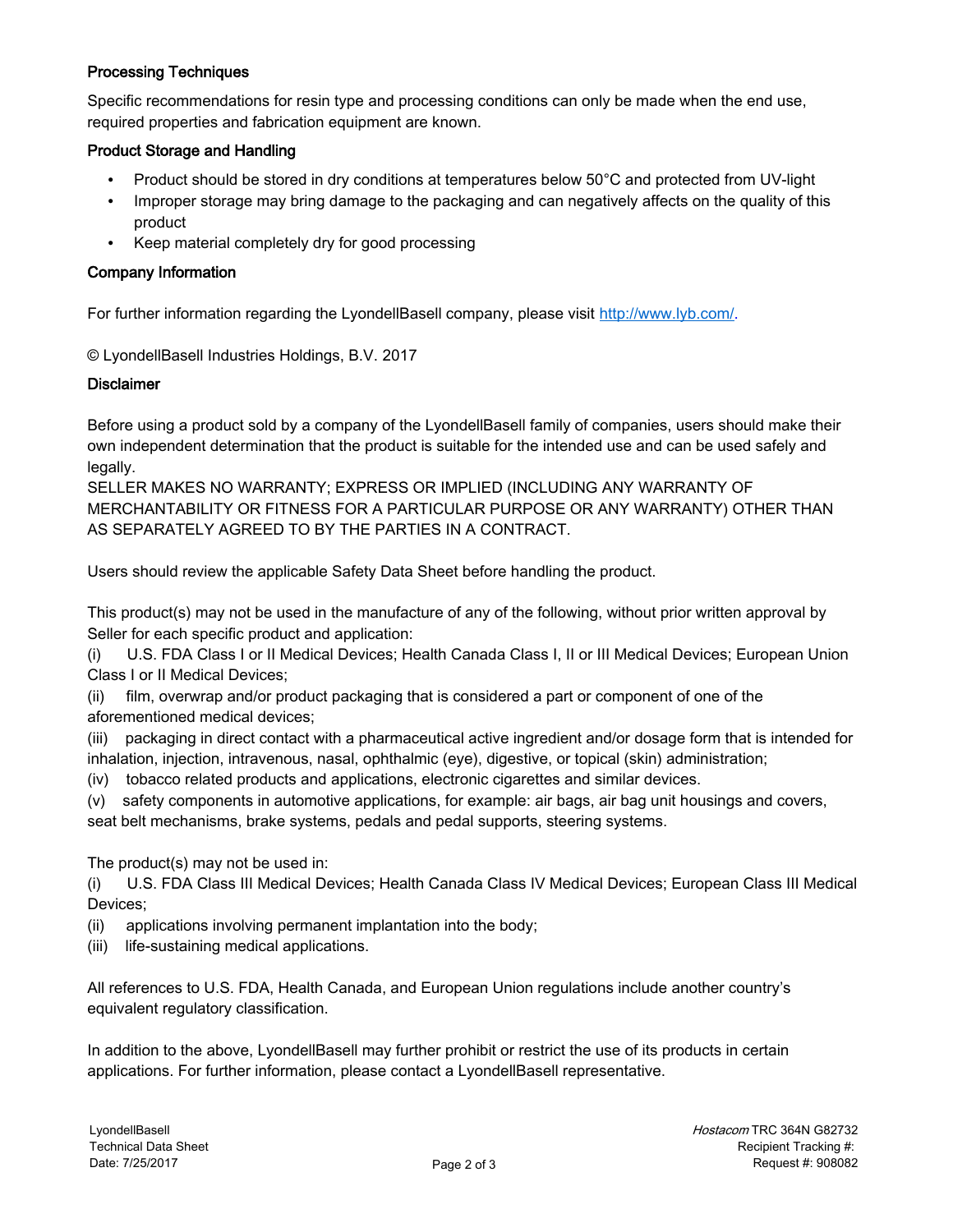### Processing Techniques

Specific recommendations for resin type and processing conditions can only be made when the end use, required properties and fabrication equipment are known.

### Product Storage and Handling

- Product should be stored in dry conditions at temperatures below 50°C and protected from UV-light
- Improper storage may bring damage to the packaging and can negatively affects on the quality of this product
- Keep material completely dry for good processing

### Company Information

For further information regarding the LyondellBasell company, please visit [http://www.lyb.com/](http://www.lyb.com/).

© LyondellBasell Industries Holdings, B.V. 2017

### Disclaimer

Before using a product sold by a company of the LyondellBasell family of companies, users should make their own independent determination that the product is suitable for the intended use and can be used safely and legally.
SELLER MAKES NO WARRANTY; EXPRESS OR IMPLIED (INCLUDING ANY WARRANTY OF MERCHANTABILITY OR FITNESS FOR A PARTICULAR PURPOSE OR ANY WARRANTY) OTHER THAN AS SEPARATELY AGREED TO BY THE PARTIES IN A CONTRACT.

Users should review the applicable Safety Data Sheet before handling the product.

This product(s) may not be used in the manufacture of any of the following, without prior written approval by Seller for each specific product and application:
(i) U.S. FDA Class I or II Medical Devices; Health Canada Class I, II or III Medical Devices; European Union Class I or II Medical Devices;
(ii) film, overwrap and/or product packaging that is considered a part or component of one of the aforementioned medical devices;
(iii) packaging in direct contact with a pharmaceutical active ingredient and/or dosage form that is intended for inhalation, injection, intravenous, nasal, ophthalmic (eye), digestive, or topical (skin) administration;
(iv) tobacco related products and applications, electronic cigarettes and similar devices.
(v) safety components in automotive applications, for example: air bags, air bag unit housings and covers, seat belt mechanisms, brake systems, pedals and pedal supports, steering systems.

The product(s) may not be used in:
(i) U.S. FDA Class III Medical Devices; Health Canada Class IV Medical Devices; European Class III Medical Devices;
(ii) applications involving permanent implantation into the body;
(iii) life-sustaining medical applications.

All references to U.S. FDA, Health Canada, and European Union regulations include another country's equivalent regulatory classification.

In addition to the above, LyondellBasell may further prohibit or restrict the use of its products in certain applications. For further information, please contact a LyondellBasell representative.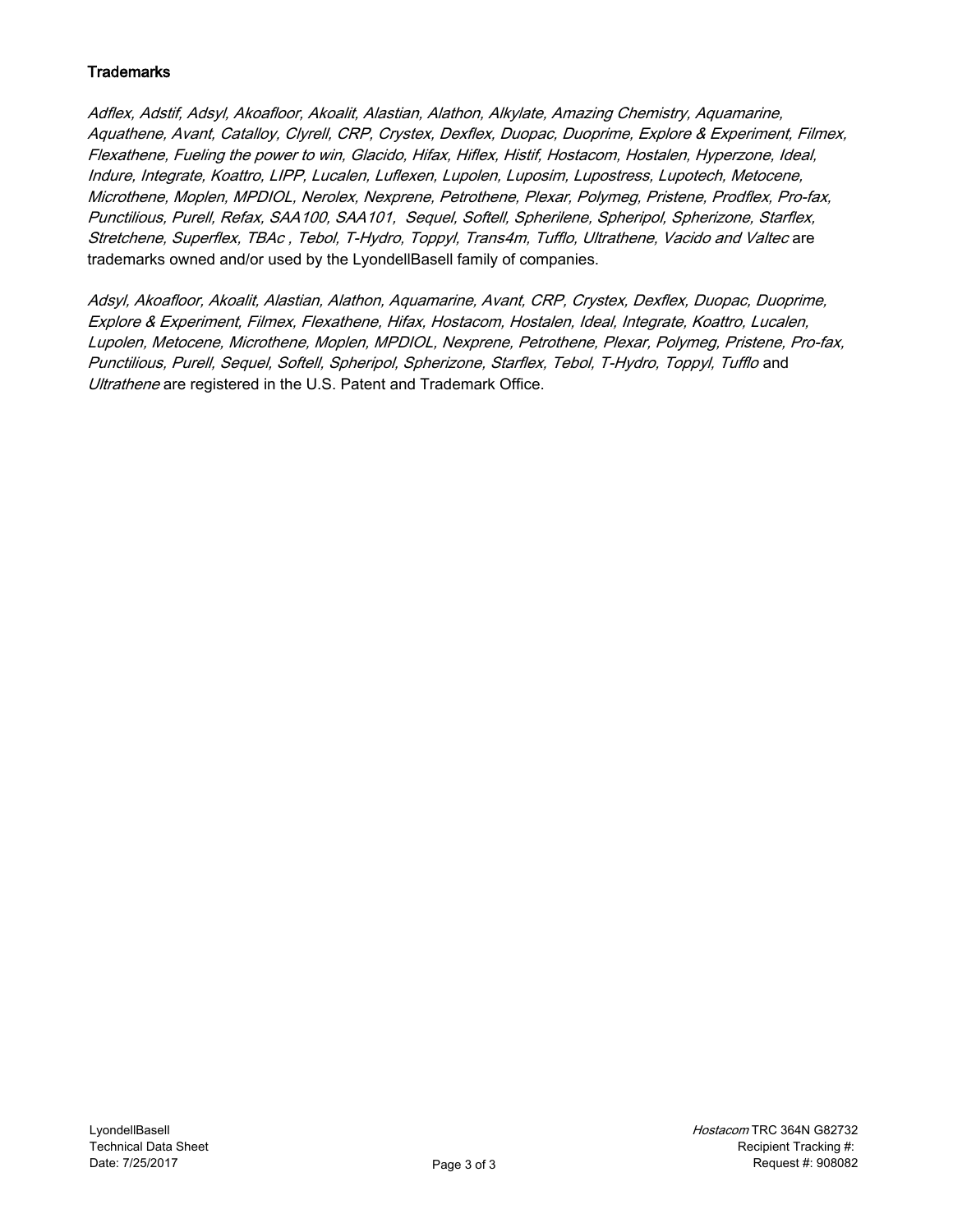**Trademarks**

*Adflex, Adstif, Adsyl, Akoafloor, Akoalit, Alastian, Alathon, Alkylate, Amazing Chemistry, Aquamarine, Aquathene, Avant, Catalloy, Clyrell, CRP, Crystex, Dexflex, Duopac, Duoprime, Explore & Experiment, Filmex, Flexathene, Fueling the power to win, Glacido, Hifax, Hiflex, Histif, Hostacom, Hostalen, Hyperzone, Ideal, Indure, Integrate, Koattro, LIPP, Lucalen, Luflexen, Lupolen, Luposim, Lupostress, Lupotech, Metocene, Microthene, Moplen, MPDIOL, Nerolex, Nexprene, Petrothene, Plexar, Polymeg, Pristene, Prodflex, Pro-fax, Punctilious, Purell, Refax, SAA100, SAA101, Sequel, Softell, Spherilene, Spheripol, Spherizone, Starflex, Stretchene, Superflex, TBAc , Tebol, T-Hydro, Toppyl, Trans4m, Tufflo, Ultrathene, Vacido and Valtec* are trademarks owned and/or used by the LyondellBasell family of companies.

*Adsyl, Akoafloor, Akoalit, Alastian, Alathon, Aquamarine, Avant, CRP, Crystex, Dexflex, Duopac, Duoprime, Explore & Experiment, Filmex, Flexathene, Hifax, Hostacom, Hostalen, Ideal, Integrate, Koattro, Lucalen, Lupolen, Metocene, Microthene, Moplen, MPDIOL, Nexprene, Petrothene, Plexar, Polymeg, Pristene, Pro-fax, Punctilious, Purell, Sequel, Softell, Spheripol, Spherizone, Starflex, Tebol, T-Hydro, Toppyl, Tufflo* and *Ultrathene* are registered in the U.S. Patent and Trademark Office.